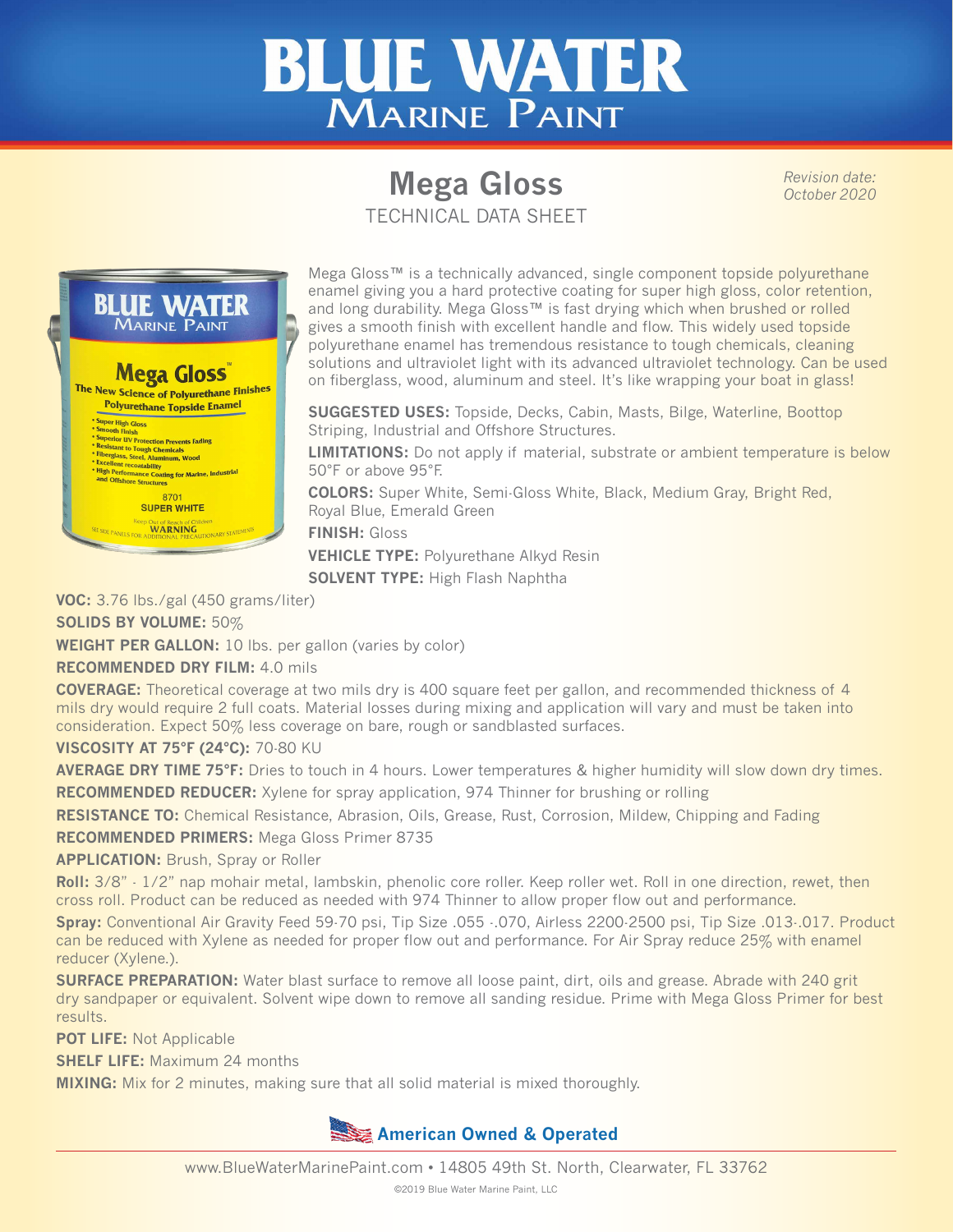# BLUE WATER MARINE PAINT

## Mega Gloss

TECHNICAL DATA SHEET

*Revision date: October 2020*

Mega Gloss™ is a technically advanced, single component topside polyurethane enamel giving you a hard protective coating for super high gloss, color retention, and long durability. Mega Gloss™ is fast drying which when brushed or rolled gives a smooth finish with excellent handle and flow. This widely used topside polyurethane enamel has tremendous resistance to tough chemicals, cleaning solutions and ultraviolet light with its advanced ultraviolet technology. Can be used on fiberglass, wood, aluminum and steel. It's like wrapping your boat in glass!

**SUGGESTED USES:** Topside, Decks, Cabin, Masts, Bilge, Waterline, Boottop Striping, Industrial and Offshore Structures.

**LIMITATIONS:** Do not apply if material, substrate or ambient temperature is below 50°F or above 95°F.

**COLORS:** Super White, Semi-Gloss White, Black, Medium Gray, Bright Red, Royal Blue, Emerald Green

**FINISH:** Gloss

**VEHICLE TYPE:** Polyurethane Alkyd Resin

**SOLVENT TYPE:** High Flash Naphtha

**VOC:** 3.76 lbs./gal (450 grams/liter)

**SOLIDS BY VOLUME:** 50%

**WEIGHT PER GALLON:** 10 lbs. per gallon (varies by color)

**RECOMMENDED DRY FILM:** 4.0 mils

**COVERAGE:** Theoretical coverage at two mils dry is 400 square feet per gallon, and recommended thickness of 4 mils dry would require 2 full coats. Material losses during mixing and application will vary and must be taken into consideration. Expect 50% less coverage on bare, rough or sandblasted surfaces.

**VISCOSITY AT 75°F (24°C):** 70-80 KU

**AVERAGE DRY TIME 75°F:** Dries to touch in 4 hours. Lower temperatures & higher humidity will slow down dry times.

**RECOMMENDED REDUCER:** Xylene for spray application, 974 Thinner for brushing or rolling

**RESISTANCE TO:** Chemical Resistance, Abrasion, Oils, Grease, Rust, Corrosion, Mildew, Chipping and Fading

**RECOMMENDED PRIMERS:** Mega Gloss Primer 8735

**APPLICATION:** Brush, Spray or Roller

**Roll:** 3/8" - 1/2" nap mohair metal, lambskin, phenolic core roller. Keep roller wet. Roll in one direction, rewet, then cross roll. Product can be reduced as needed with 974 Thinner to allow proper flow out and performance.

**Spray:** Conventional Air Gravity Feed 59-70 psi, Tip Size .055 -.070, Airless 2200-2500 psi, Tip Size .013-.017. Product can be reduced with Xylene as needed for proper flow out and performance. For Air Spray reduce 25% with enamel reducer (Xylene.).

**SURFACE PREPARATION:** Water blast surface to remove all loose paint, dirt, oils and grease. Abrade with 240 grit dry sandpaper or equivalent. Solvent wipe down to remove all sanding residue. Prime with Mega Gloss Primer for best results.

**POT LIFE:** Not Applicable

**SHELF LIFE:** Maximum 24 months

**MIXING:** Mix for 2 minutes, making sure that all solid material is mixed thoroughly.

**American Owned & Operated**

www.BlueWaterMarinePaint.com • 14805 49th St. North, Clearwater, FL 33762

©2019 Blue Water Marine Paint, LLC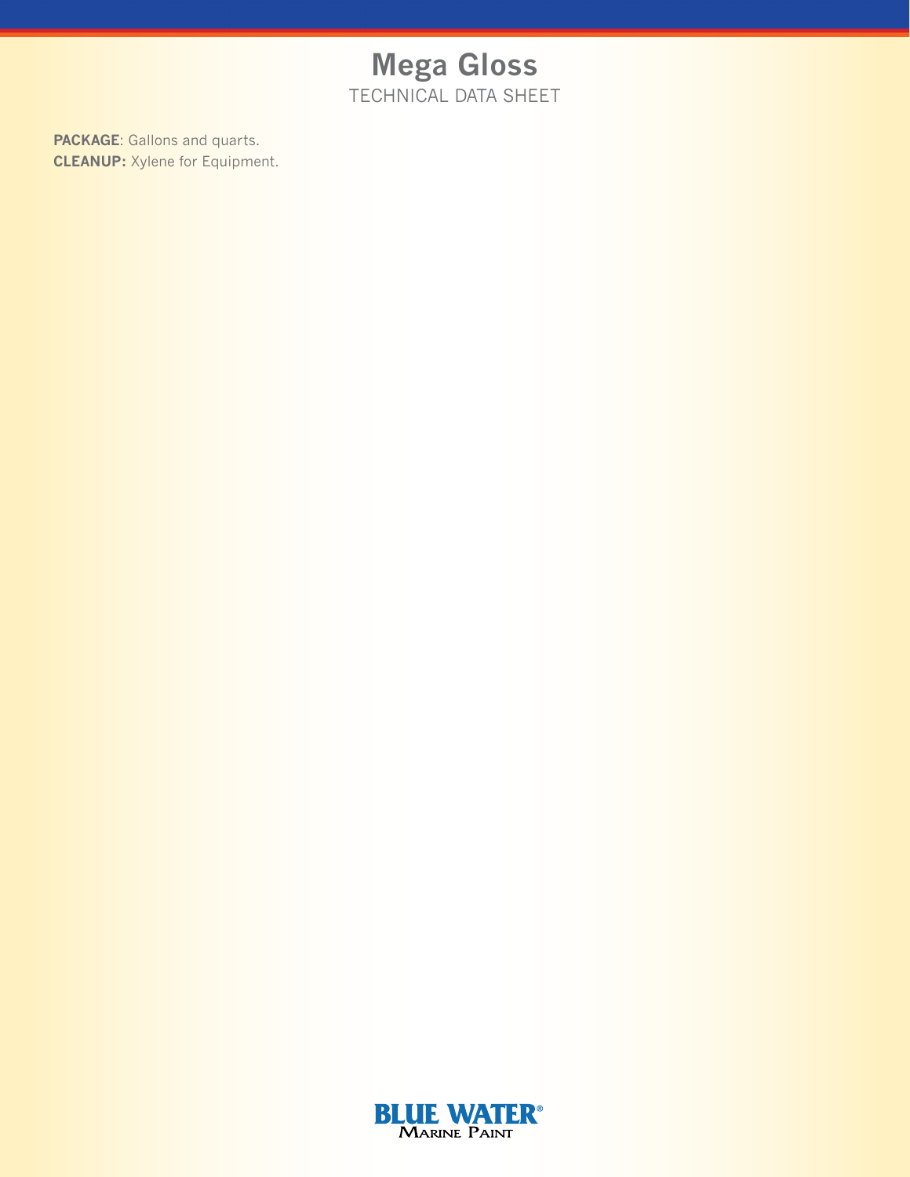**PACKAGE**: Gallons and quarts.
**CLEANUP:** Xylene for Equipment.